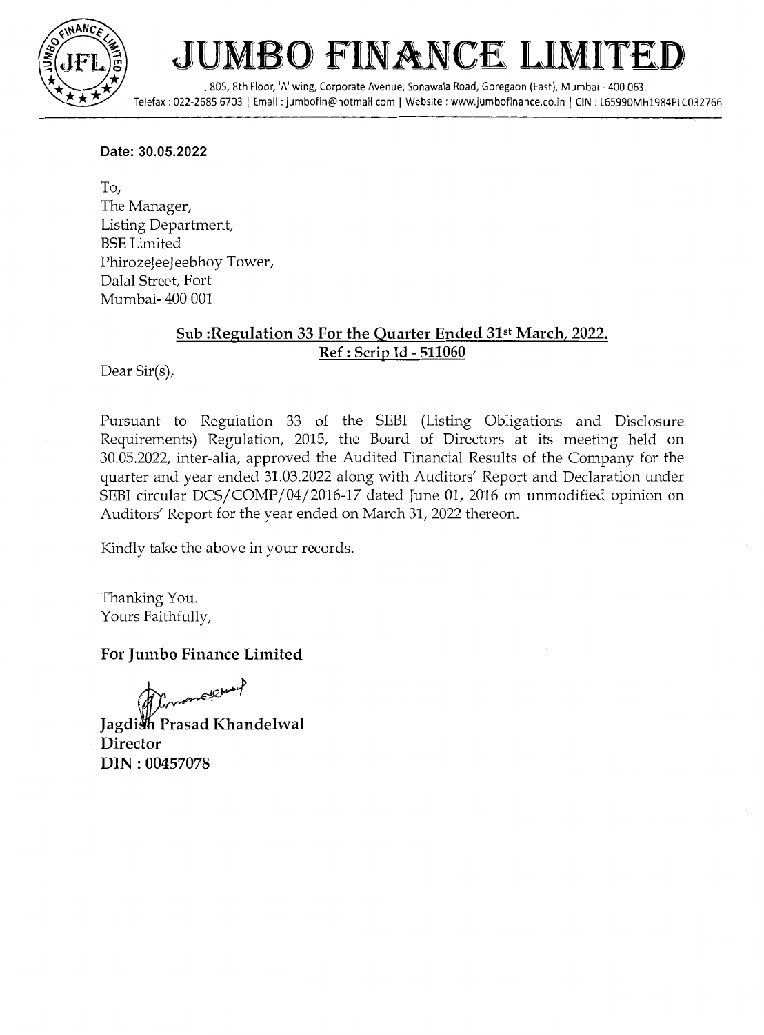# JUMBO FINANCE LIMITED

. 805, 8th Floor, 'A' wing, Corporate Avenue, Sonawala Road, Goregaon (East), Mumbai - 400 063.
Telefax : 022-2685 6703 | Email : jumbofin@hotmail.com | Website : www.jumbofinance.co.in | CIN : L65990MH1984PLC032766

**Date: 30.05.2022**

To,
The Manager,
Listing Department,
BSE Limited
PhirozeJeeJeebhoy Tower,
Dalal Street, Fort
Mumbai- 400 001

**Sub :Regulation 33 For the Quarter Ended 31st March, 2022.**
**Ref : Scrip Id - 511060**

Dear Sir(s),

Pursuant to Regulation 33 of the SEBI (Listing Obligations and Disclosure Requirements) Regulation, 2015, the Board of Directors at its meeting held on 30.05.2022, inter-alia, approved the Audited Financial Results of the Company for the quarter and year ended 31.03.2022 along with Auditors' Report and Declaration under SEBI circular DCS/COMP/04/2016-17 dated June 01, 2016 on unmodified opinion on Auditors' Report for the year ended on March 31, 2022 thereon.

Kindly take the above in your records.

Thanking You.
Yours Faithfully,

**For Jumbo Finance Limited**

**Jagdish Prasad Khandelwal**
**Director**
**DIN : 00457078**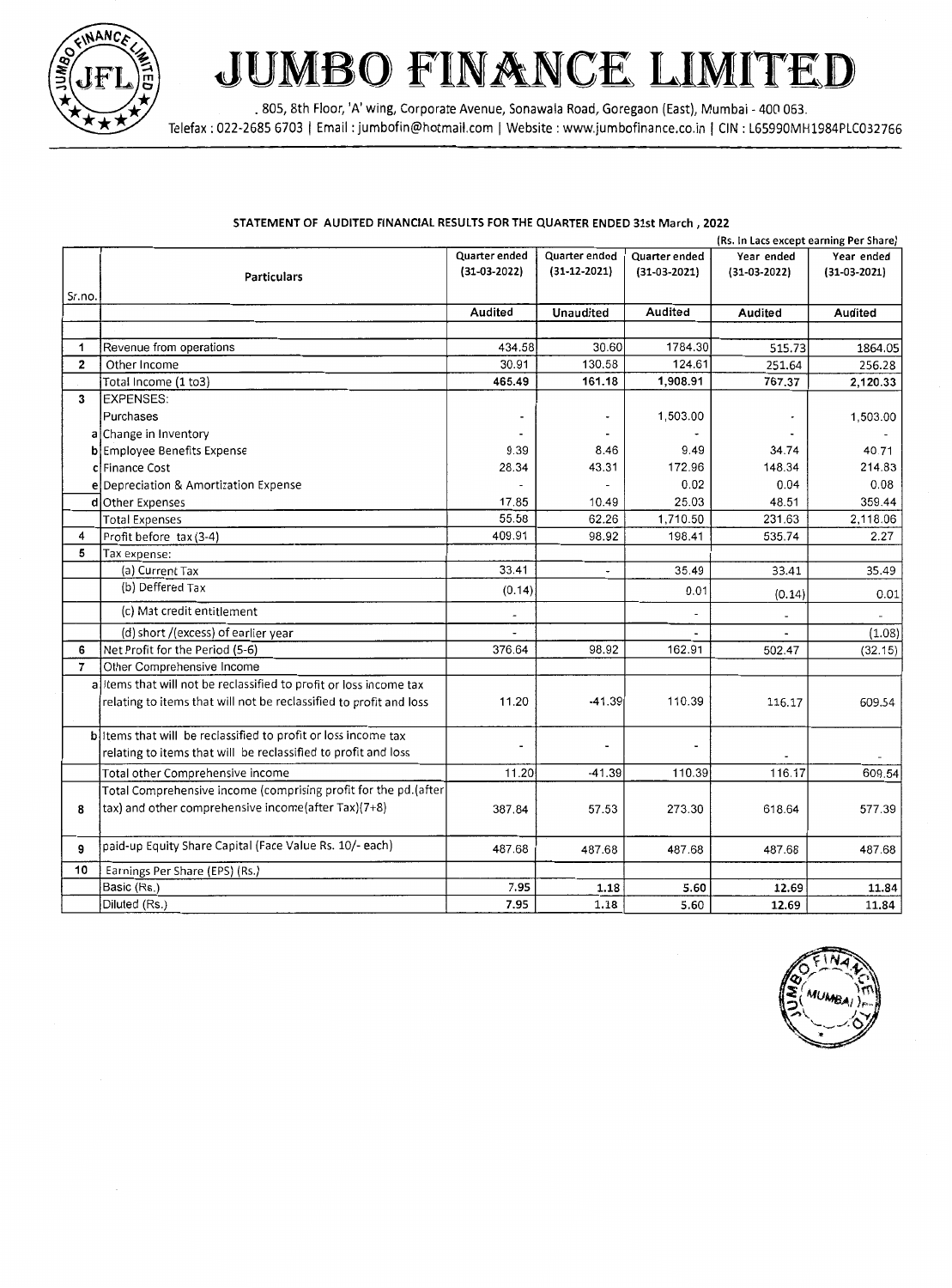# JUMBO FINANCE LIMITED

. 805, 8th Floor, 'A' wing, Corporate Avenue, Sonawala Road, Goregaon (East), Mumbai - 400 063.
Telefax : 022-2685 6703 | Email : jumbofin@hotmail.com | Website : www.jumbofinance.co.in | CIN : L65990MH1984PLC032766

**STATEMENT OF AUDITED FINANCIAL RESULTS FOR THE QUARTER ENDED 31st March , 2022**

(Rs. In Lacs except earning Per Share)

| Sr.no. | | Particulars | Quarter ended (31-03-2022) | Quarter ended (31-12-2021) | Quarter ended (31-03-2021) | Year ended (31-03-2022) | Year ended (31-03-2021) |
|---|---|---|---|---|---|---|---|
| | | | **Audited** | **Unaudited** | **Audited** | **Audited** | **Audited** |
| 1 | | Revenue from operations | 434.58 | 30.60 | 1784.30 | 515.73 | 1864.05 |
| 2 | | Other Income | 30.91 | 130.58 | 124.61 | 251.64 | 256.28 |
| | | Total Income (1 to3) | **465.49** | **161.18** | **1,908.91** | **767.37** | **2,120.33** |
| 3 | | EXPENSES: | | | | | |
| | | Purchases | - | - | 1,503.00 | - | 1,503.00 |
| | a | Change in Inventory | - | - | - | - | - |
| | b | Employee Benefits Expense | 9.39 | 8.46 | 9.49 | 34.74 | 40.71 |
| | c | Finance Cost | 28.34 | 43.31 | 172.96 | 148.34 | 214.83 |
| | e | Depreciation & Amortization Expense | - | - | 0.02 | 0.04 | 0.08 |
| | d | Other Expenses | 17.85 | 10.49 | 25.03 | 48.51 | 359.44 |
| | | Total Expenses | 55.58 | 62.26 | 1,710.50 | 231.63 | 2,118.06 |
| 4 | | Profit before tax (3-4) | 409.91 | 98.92 | 198.41 | 535.74 | 2.27 |
| 5 | | Tax expense: | | | | | |
| | | (a) Current Tax | 33.41 | - | 35.49 | 33.41 | 35.49 |
| | | (b) Deffered Tax | (0.14) | | 0.01 | (0.14) | 0.01 |
| | | (c) Mat credit entitlement | - | | - | - | - |
| | | (d) short /(excess) of earlier year | - | | - | - | (1.08) |
| 6 | | Net Profit for the Period (5-6) | 376.64 | 98.92 | 162.91 | 502.47 | (32.15) |
| 7 | | Other Comprehensive Income | | | | | |
| | a | Items that will not be reclassified to profit or loss income tax relating to items that will not be reclassified to profit and loss | 11.20 | -41.39 | 110.39 | 116.17 | 609.54 |
| | b | Items that will be reclassified to profit or loss income tax relating to items that will be reclassified to profit and loss | - | - | - | - | - |
| | | Total other Comprehensive income | 11.20 | -41.39 | 110.39 | 116.17 | 609.54 |
| 8 | | Total Comprehensive income (comprising profit for the pd.(after tax) and other comprehensive income(after Tax)(7+8) | 387.84 | 57.53 | 273.30 | 618.64 | 577.39 |
| 9 | | paid-up Equity Share Capital (Face Value Rs. 10/- each) | 487.68 | 487.68 | 487.68 | 487.68 | 487.68 |
| 10 | | Earnings Per Share (EPS) (Rs.) | | | | | |
| | | Basic (Rs.) | **7.95** | **1.18** | **5.60** | **12.69** | **11.84** |
| | | Diluted (Rs.) | **7.95** | **1.18** | **5.60** | **12.69** | **11.84** |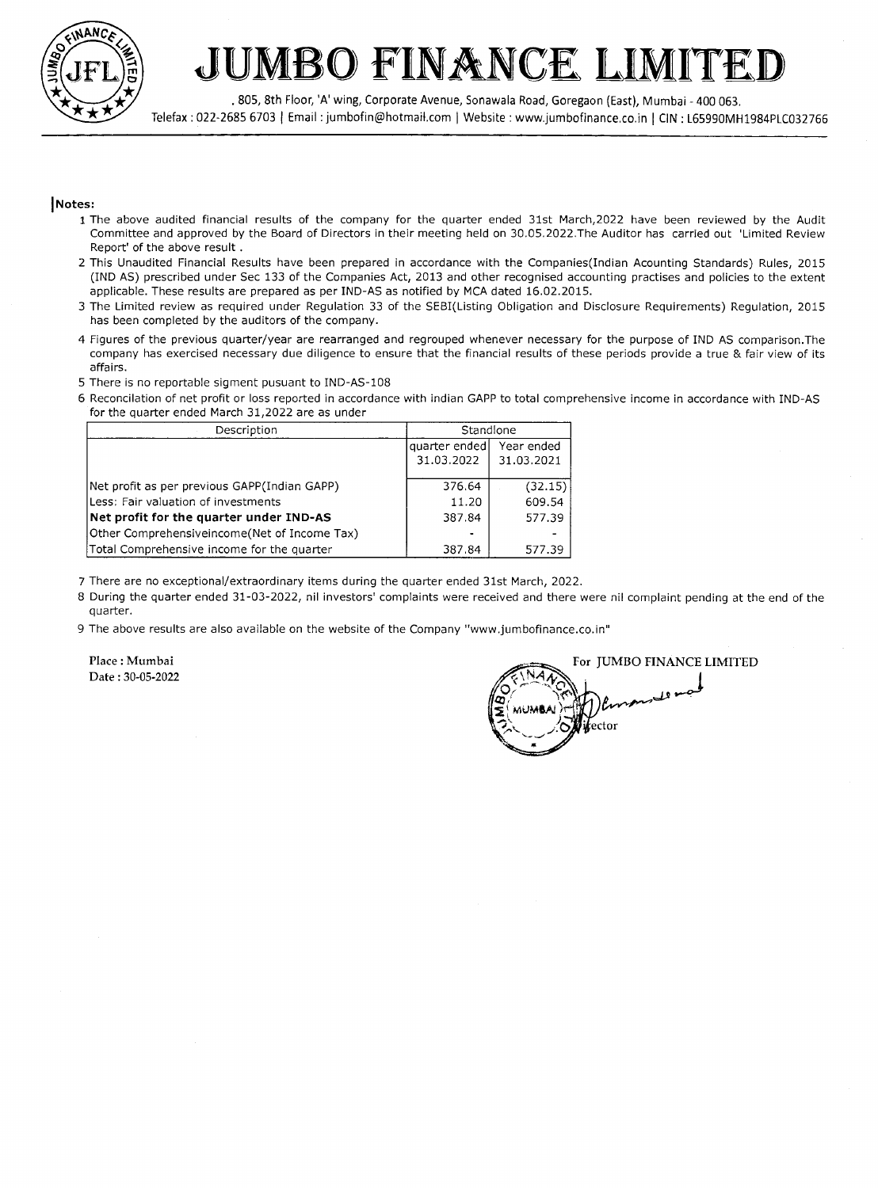# JUMBO FINANCE LIMITED

. 805, 8th Floor, 'A' wing, Corporate Avenue, Sonawala Road, Goregaon (East), Mumbai - 400 063.
Telefax : 022-2685 6703 | Email : jumbofin@hotmail.com | Website : www.jumbofinance.co.in | CIN : L65990MH1984PLC032766

**Notes:**

1 The above audited financial results of the company for the quarter ended 31st March,2022 have been reviewed by the Audit Committee and approved by the Board of Directors in their meeting held on 30.05.2022.The Auditor has carried out 'Limited Review Report' of the above result .

2 This Unaudited Financial Results have been prepared in accordance with the Companies(Indian Acounting Standards) Rules, 2015 (IND AS) prescribed under Sec 133 of the Companies Act, 2013 and other recognised accounting practises and policies to the extent applicable. These results are prepared as per IND-AS as notified by MCA dated 16.02.2015.

3 The Limited review as required under Regulation 33 of the SEBI(Listing Obligation and Disclosure Requirements) Regulation, 2015 has been completed by the auditors of the company.

4 Figures of the previous quarter/year are rearranged and regrouped whenever necessary for the purpose of IND AS comparison.The company has exercised necessary due diligence to ensure that the financial results of these periods provide a true & fair view of its affairs.

5 There is no reportable sigment pusuant to IND-AS-108

6 Reconcilation of net profit or loss reported in accordance with indian GAPP to total comprehensive income in accordance with IND-AS for the quarter ended March 31,2022 are as under

| Description | Standlone | |
|---|---|---|
| | quarter ended 31.03.2022 | Year ended 31.03.2021 |
| Net profit as per previous GAPP(Indian GAPP) | 376.64 | (32.15) |
| Less: Fair valuation of investments | 11.20 | 609.54 |
| **Net profit for the quarter under IND-AS** | 387.84 | 577.39 |
| Other Comprehensiveincome(Net of Income Tax) | - | - |
| Total Comprehensive income for the quarter | 387.84 | 577.39 |

7 There are no exceptional/extraordinary items during the quarter ended 31st March, 2022.

8 During the quarter ended 31-03-2022, nil investors' complaints were received and there were nil complaint pending at the end of the quarter.

9 The above results are also available on the website of the Company "www.jumbofinance.co.in"

Place : Mumbai
Date : 30-05-2022

For JUMBO FINANCE LIMITED

Director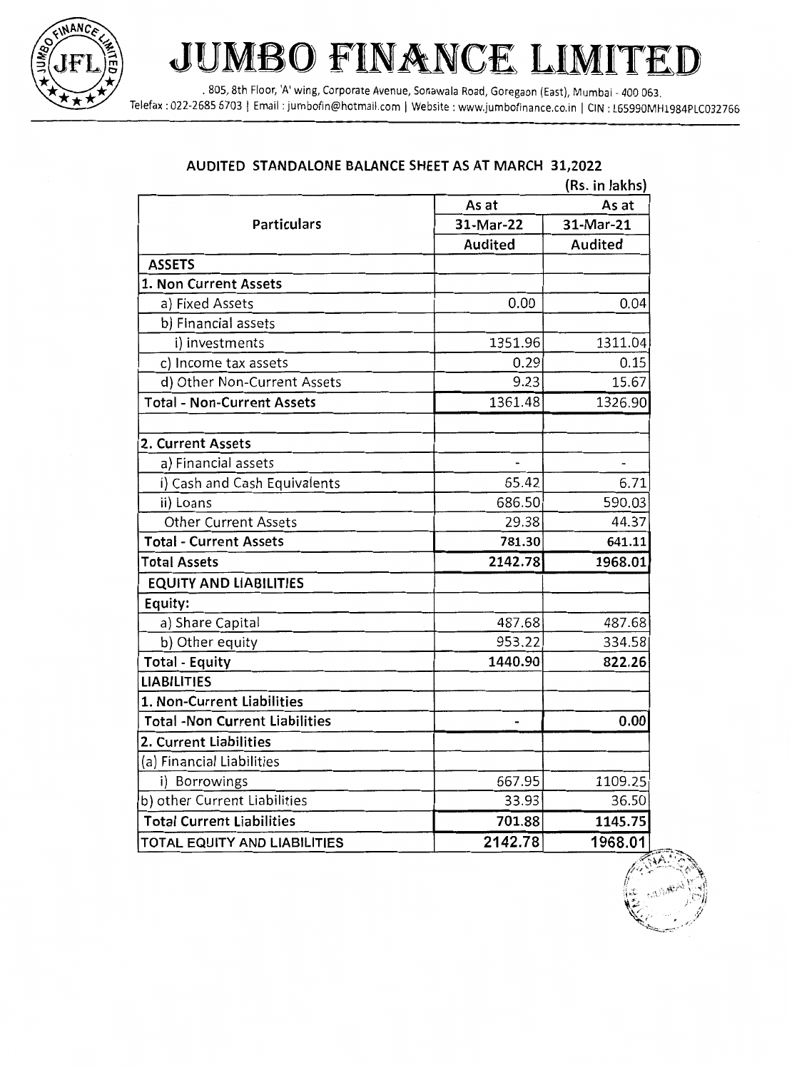# JUMBO FINANCE LIMITED

. 805, 8th Floor, 'A' wing, Corporate Avenue, Sonawala Road, Goregaon (East), Mumbai - 400 063.
Telefax : 022-2685 6703 | Email : jumbofin@hotmail.com | Website : www.jumbofinance.co.in | CIN : L65990MH1984PLC032766

## AUDITED STANDALONE BALANCE SHEET AS AT MARCH 31,2022

(Rs. in lakhs)

| Particulars | As at 31-Mar-22 Audited | As at 31-Mar-21 Audited |
|---|---|---|
| **ASSETS** | | |
| **1. Non Current Assets** | | |
| a) Fixed Assets | 0.00 | 0.04 |
| b) Financial assets | | |
| i) investments | 1351.96 | 1311.04 |
| c) Income tax assets | 0.29 | 0.15 |
| d) Other Non-Current Assets | 9.23 | 15.67 |
| **Total - Non-Current Assets** | 1361.48 | 1326.90 |
| | | |
| **2. Current Assets** | | |
| a) Financial assets | - | - |
| i) Cash and Cash Equivalents | 65.42 | 6.71 |
| ii) Loans | 686.50 | 590.03 |
| Other Current Assets | 29.38 | 44.37 |
| **Total - Current Assets** | **781.30** | **641.11** |
| **Total Assets** | **2142.78** | **1968.01** |
| **EQUITY AND LIABILITIES** | | |
| **Equity:** | | |
| a) Share Capital | 487.68 | 487.68 |
| b) Other equity | 953.22 | 334.58 |
| **Total - Equity** | **1440.90** | **822.26** |
| **LIABILITIES** | | |
| **1. Non-Current Liabilities** | | |
| **Total -Non Current Liabilities** | - | 0.00 |
| **2. Current Liabilities** | | |
| (a) Financial Liabilities | | |
| i) Borrowings | 667.95 | 1109.25 |
| b) other Current Liabilities | 33.93 | 36.50 |
| **Total Current Liabilities** | **701.88** | **1145.75** |
| **TOTAL EQUITY AND LIABILITIES** | **2142.78** | **1968.01** |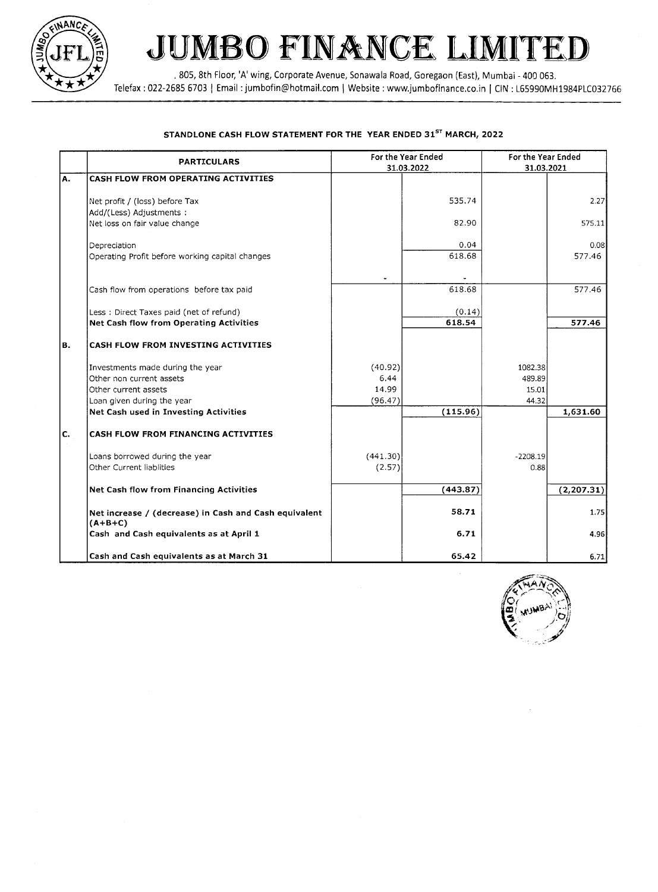# JUMBO FINANCE LIMITED

. 805, 8th Floor, 'A' wing, Corporate Avenue, Sonawala Road, Goregaon (East), Mumbai - 400 063.
Telefax : 022-2685 6703 | Email : jumbofin@hotmail.com | Website : www.jumbofinance.co.in | CIN : L65990MH1984PLC032766

**STANDLONE CASH FLOW STATEMENT FOR THE YEAR ENDED 31ST MARCH, 2022**

| | PARTICULARS | For the Year Ended 31.03.2022 | | For the Year Ended 31.03.2021 | |
|---|---|---|---|---|---|
| A. | **CASH FLOW FROM OPERATING ACTIVITIES** | | | | |
| | Net profit / (loss) before Tax | | 535.74 | | 2.27 |
| | Add/(Less) Adjustments : | | | | |
| | Net loss on fair value change | | 82.90 | | 575.11 |
| | Depreciation | | 0.04 | | 0.08 |
| | Operating Profit before working capital changes | | 618.68 | | 577.46 |
| | | - | - | | |
| | Cash flow from operations before tax paid | | 618.68 | | 577.46 |
| | Less : Direct Taxes paid (net of refund) | | (0.14) | | |
| | **Net Cash flow from Operating Activities** | | **618.54** | | **577.46** |
| B. | **CASH FLOW FROM INVESTING ACTIVITIES** | | | | |
| | Investments made during the year | (40.92) | | 1082.38 | |
| | Other non current assets | 6.44 | | 489.89 | |
| | Other current assets | 14.99 | | 15.01 | |
| | Loan given during the year | (96.47) | | 44.32 | |
| | **Net Cash used in Investing Activities** | | **(115.96)** | | **1,631.60** |
| C. | **CASH FLOW FROM FINANCING ACTIVITIES** | | | | |
| | Loans borrowed during the year | (441.30) | | -2208.19 | |
| | Other Current liabilities | (2.57) | | 0.88 | |
| | **Net Cash flow from Financing Activities** | | **(443.87)** | | **(2,207.31)** |
| | **Net increase / (decrease) in Cash and Cash equivalent (A+B+C)** | | **58.71** | | 1.75 |
| | **Cash and Cash equivalents as at April 1** | | **6.71** | | 4.96 |
| | **Cash and Cash equivalents as at March 31** | | **65.42** | | 6.71 |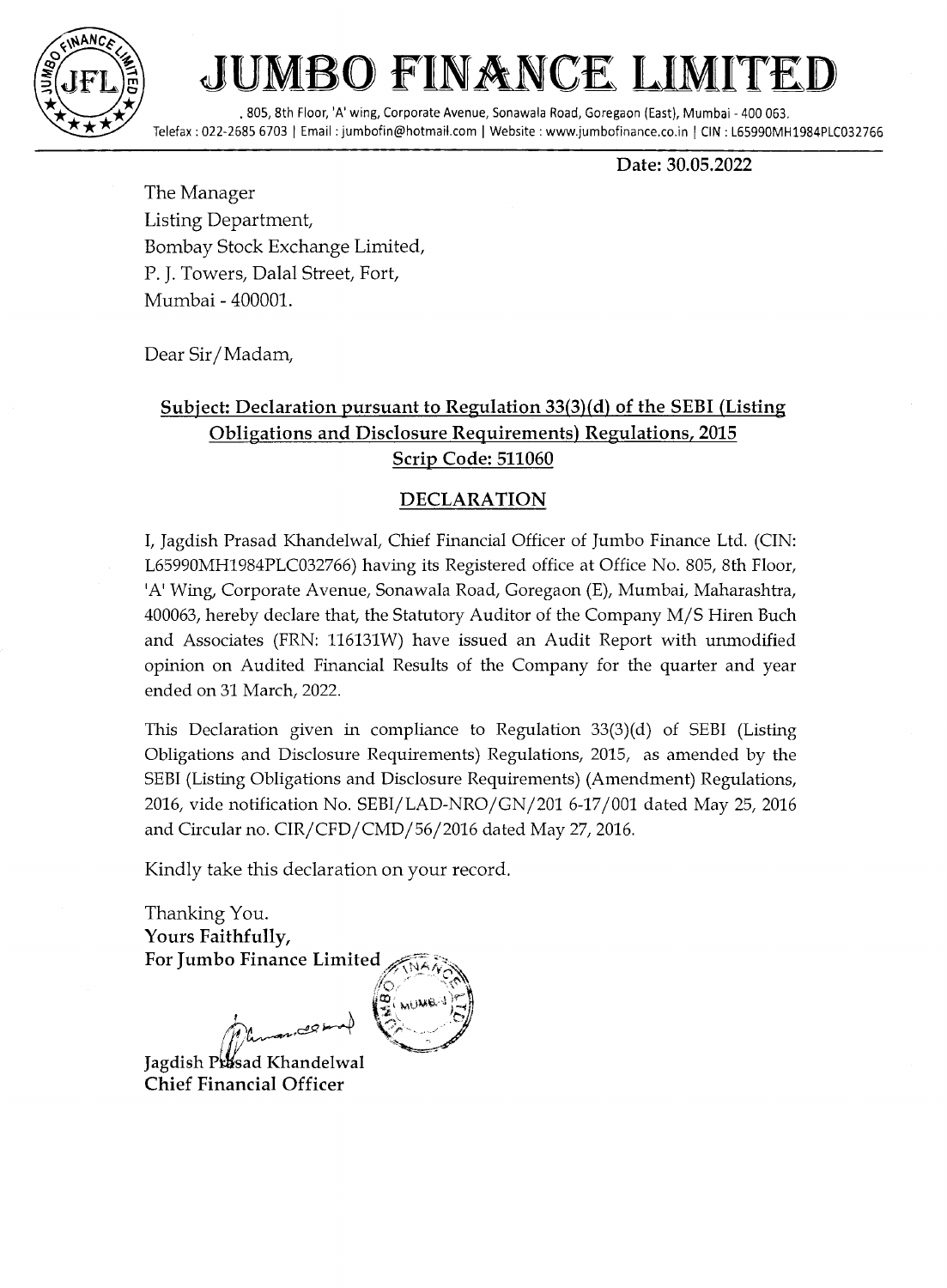# JUMBO FINANCE LIMITED

. 805, 8th Floor, 'A' wing, Corporate Avenue, Sonawala Road, Goregaon (East), Mumbai - 400 063.
Telefax : 022-2685 6703 | Email : jumbofin@hotmail.com | Website : www.jumbofinance.co.in | CIN : L65990MH1984PLC032766

**Date: 30.05.2022**

The Manager
Listing Department,
Bombay Stock Exchange Limited,
P. J. Towers, Dalal Street, Fort,
Mumbai - 400001.

Dear Sir/Madam,

**Subject: Declaration pursuant to Regulation 33(3)(d) of the SEBI (Listing Obligations and Disclosure Requirements) Regulations, 2015**
**Scrip Code: 511060**

## DECLARATION

I, Jagdish Prasad Khandelwal, Chief Financial Officer of Jumbo Finance Ltd. (CIN: L65990MH1984PLC032766) having its Registered office at Office No. 805, 8th Floor, 'A' Wing, Corporate Avenue, Sonawala Road, Goregaon (E), Mumbai, Maharashtra, 400063, hereby declare that, the Statutory Auditor of the Company M/S Hiren Buch and Associates (FRN: 116131W) have issued an Audit Report with unmodified opinion on Audited Financial Results of the Company for the quarter and year ended on 31 March, 2022.

This Declaration given in compliance to Regulation 33(3)(d) of SEBI (Listing Obligations and Disclosure Requirements) Regulations, 2015, as amended by the SEBI (Listing Obligations and Disclosure Requirements) (Amendment) Regulations, 2016, vide notification No. SEBI/LAD-NRO/GN/201 6-17/001 dated May 25, 2016 and Circular no. CIR/CFD/CMD/56/2016 dated May 27, 2016.

Kindly take this declaration on your record.

Thanking You.
**Yours Faithfully,**
**For Jumbo Finance Limited**

**Jagdish Prasad Khandelwal**
**Chief Financial Officer**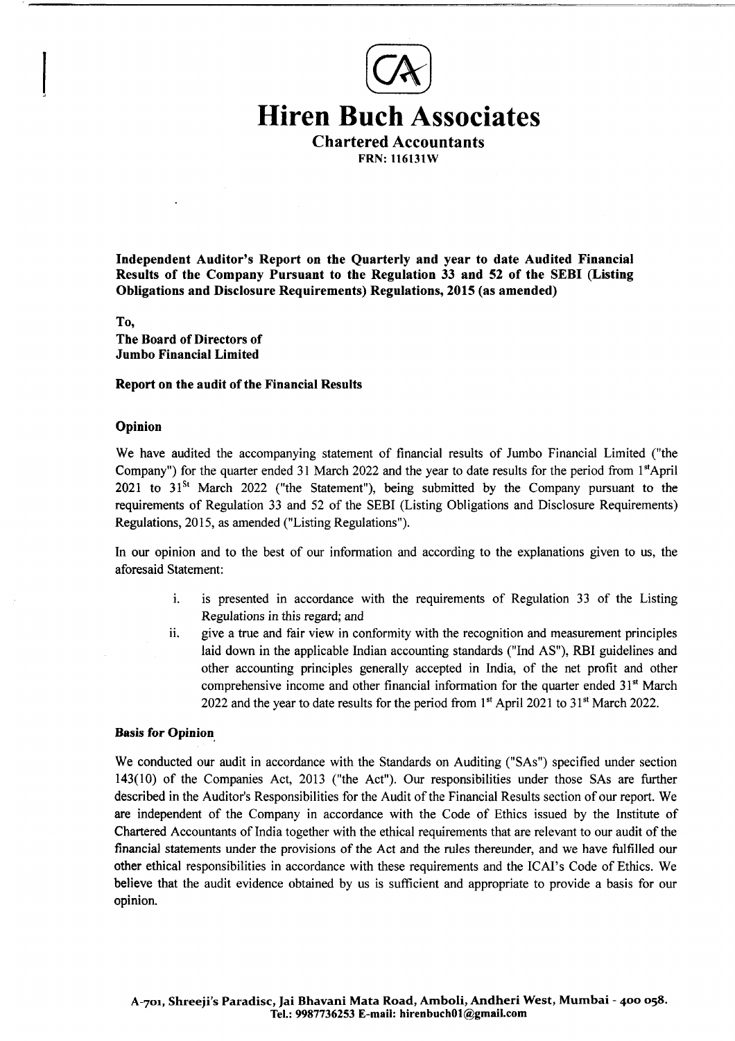# Hiren Buch Associates

**Chartered Accountants**

**FRN: 116131W**

**Independent Auditor's Report on the Quarterly and year to date Audited Financial Results of the Company Pursuant to the Regulation 33 and 52 of the SEBI (Listing Obligations and Disclosure Requirements) Regulations, 2015 (as amended)**

**To,**
**The Board of Directors of**
**Jumbo Financial Limited**

**Report on the audit of the Financial Results**

**Opinion**

We have audited the accompanying statement of financial results of Jumbo Financial Limited ("the Company") for the quarter ended 31 March 2022 and the year to date results for the period from 1st April 2021 to 31st March 2022 ("the Statement"), being submitted by the Company pursuant to the requirements of Regulation 33 and 52 of the SEBI (Listing Obligations and Disclosure Requirements) Regulations, 2015, as amended ("Listing Regulations").

In our opinion and to the best of our information and according to the explanations given to us, the aforesaid Statement:

i. is presented in accordance with the requirements of Regulation 33 of the Listing Regulations in this regard; and

ii. give a true and fair view in conformity with the recognition and measurement principles laid down in the applicable Indian accounting standards ("Ind AS"), RBI guidelines and other accounting principles generally accepted in India, of the net profit and other comprehensive income and other financial information for the quarter ended 31st March 2022 and the year to date results for the period from 1st April 2021 to 31st March 2022.

**Basis for Opinion**

We conducted our audit in accordance with the Standards on Auditing ("SAs") specified under section 143(10) of the Companies Act, 2013 ("the Act"). Our responsibilities under those SAs are further described in the Auditor's Responsibilities for the Audit of the Financial Results section of our report. We are independent of the Company in accordance with the Code of Ethics issued by the Institute of Chartered Accountants of India together with the ethical requirements that are relevant to our audit of the financial statements under the provisions of the Act and the rules thereunder, and we have fulfilled our other ethical responsibilities in accordance with these requirements and the ICAI's Code of Ethics. We believe that the audit evidence obtained by us is sufficient and appropriate to provide a basis for our opinion.

A-701, Shreeji's Paradise, Jai Bhavani Mata Road, Amboli, Andheri West, Mumbai - 400 058.
Tel.: 9987736253 E-mail: hirenbuch01@gmail.com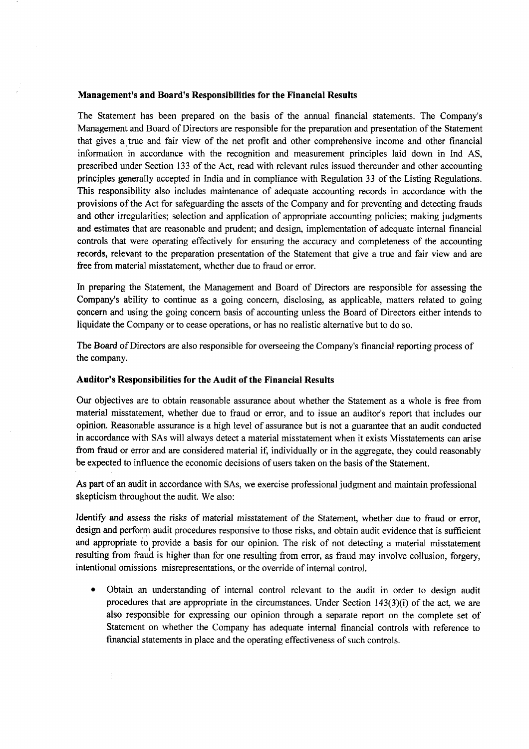**Management's and Board's Responsibilities for the Financial Results**

The Statement has been prepared on the basis of the annual financial statements. The Company's Management and Board of Directors are responsible for the preparation and presentation of the Statement that gives a true and fair view of the net profit and other comprehensive income and other financial information in accordance with the recognition and measurement principles laid down in Ind AS, prescribed under Section 133 of the Act, read with relevant rules issued thereunder and other accounting principles generally accepted in India and in compliance with Regulation 33 of the Listing Regulations. This responsibility also includes maintenance of adequate accounting records in accordance with the provisions of the Act for safeguarding the assets of the Company and for preventing and detecting frauds and other irregularities; selection and application of appropriate accounting policies; making judgments and estimates that are reasonable and prudent; and design, implementation of adequate internal financial controls that were operating effectively for ensuring the accuracy and completeness of the accounting records, relevant to the preparation presentation of the Statement that give a true and fair view and are free from material misstatement, whether due to fraud or error.

In preparing the Statement, the Management and Board of Directors are responsible for assessing the Company's ability to continue as a going concern, disclosing, as applicable, matters related to going concern and using the going concern basis of accounting unless the Board of Directors either intends to liquidate the Company or to cease operations, or has no realistic alternative but to do so.

The Board of Directors are also responsible for overseeing the Company's financial reporting process of the company.

**Auditor's Responsibilities for the Audit of the Financial Results**

Our objectives are to obtain reasonable assurance about whether the Statement as a whole is free from material misstatement, whether due to fraud or error, and to issue an auditor's report that includes our opinion. Reasonable assurance is a high level of assurance but is not a guarantee that an audit conducted in accordance with SAs will always detect a material misstatement when it exists Misstatements can arise from fraud or error and are considered material if, individually or in the aggregate, they could reasonably be expected to influence the economic decisions of users taken on the basis of the Statement.

As part of an audit in accordance with SAs, we exercise professional judgment and maintain professional skepticism throughout the audit. We also:

Identify and assess the risks of material misstatement of the Statement, whether due to fraud or error, design and perform audit procedures responsive to those risks, and obtain audit evidence that is sufficient and appropriate to provide a basis for our opinion. The risk of not detecting a material misstatement resulting from fraud is higher than for one resulting from error, as fraud may involve collusion, forgery, intentional omissions misrepresentations, or the override of internal control.

- Obtain an understanding of internal control relevant to the audit in order to design audit procedures that are appropriate in the circumstances. Under Section 143(3)(i) of the act, we are also responsible for expressing our opinion through a separate report on the complete set of Statement on whether the Company has adequate internal financial controls with reference to financial statements in place and the operating effectiveness of such controls.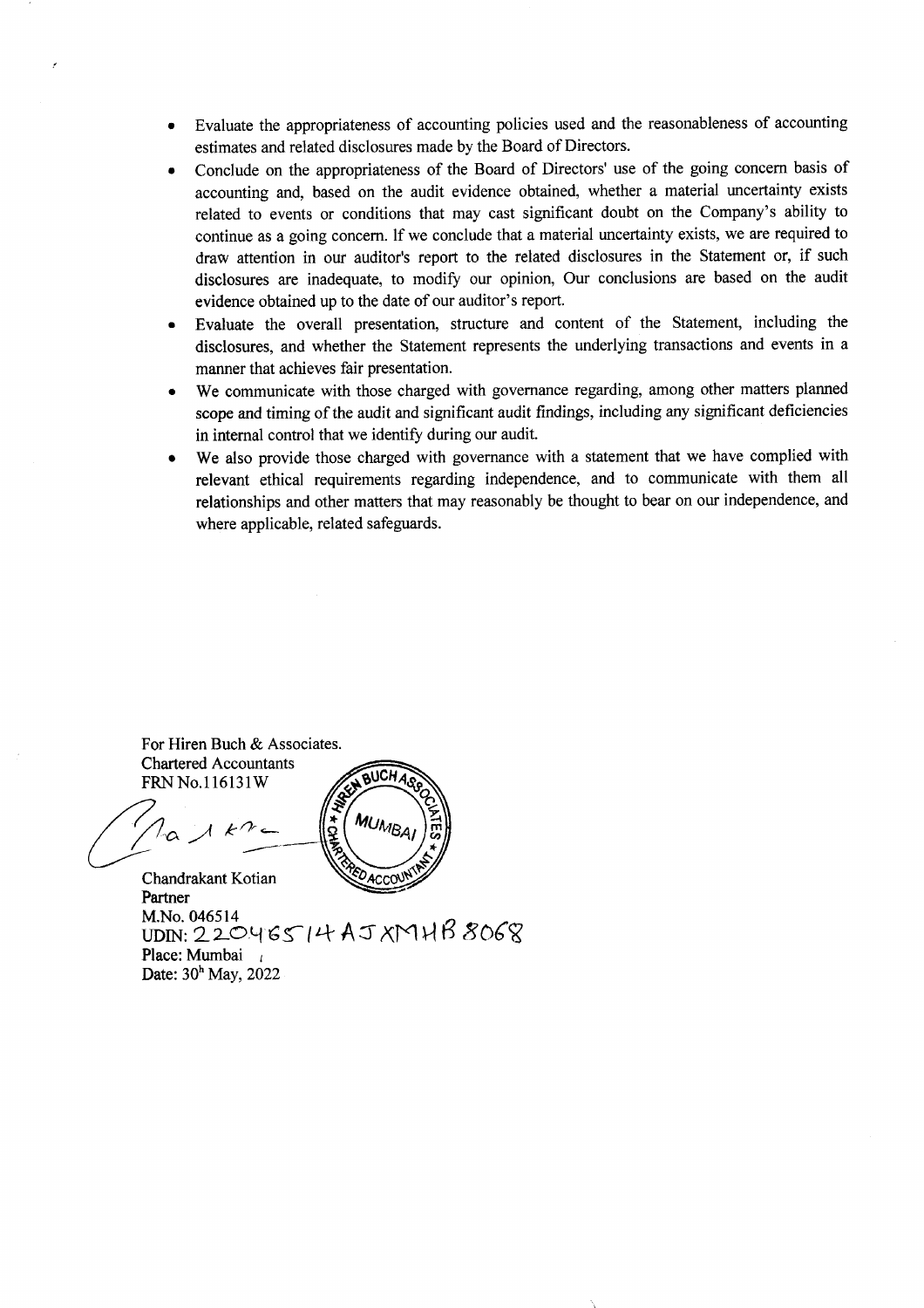- Evaluate the appropriateness of accounting policies used and the reasonableness of accounting estimates and related disclosures made by the Board of Directors.
- Conclude on the appropriateness of the Board of Directors' use of the going concern basis of accounting and, based on the audit evidence obtained, whether a material uncertainty exists related to events or conditions that may cast significant doubt on the Company's ability to continue as a going concern. If we conclude that a material uncertainty exists, we are required to draw attention in our auditor's report to the related disclosures in the Statement or, if such disclosures are inadequate, to modify our opinion, Our conclusions are based on the audit evidence obtained up to the date of our auditor's report.
- Evaluate the overall presentation, structure and content of the Statement, including the disclosures, and whether the Statement represents the underlying transactions and events in a manner that achieves fair presentation.
- We communicate with those charged with governance regarding, among other matters planned scope and timing of the audit and significant audit findings, including any significant deficiencies in internal control that we identify during our audit.
- We also provide those charged with governance with a statement that we have complied with relevant ethical requirements regarding independence, and to communicate with them all relationships and other matters that may reasonably be thought to bear on our independence, and where applicable, related safeguards.

For Hiren Buch & Associates.
Chartered Accountants
FRN No.116131W

Chandrakant Kotian
Partner
M.No. 046514
UDIN: 22046514AJXMHB8068
Place: Mumbai
Date: 30h May, 2022